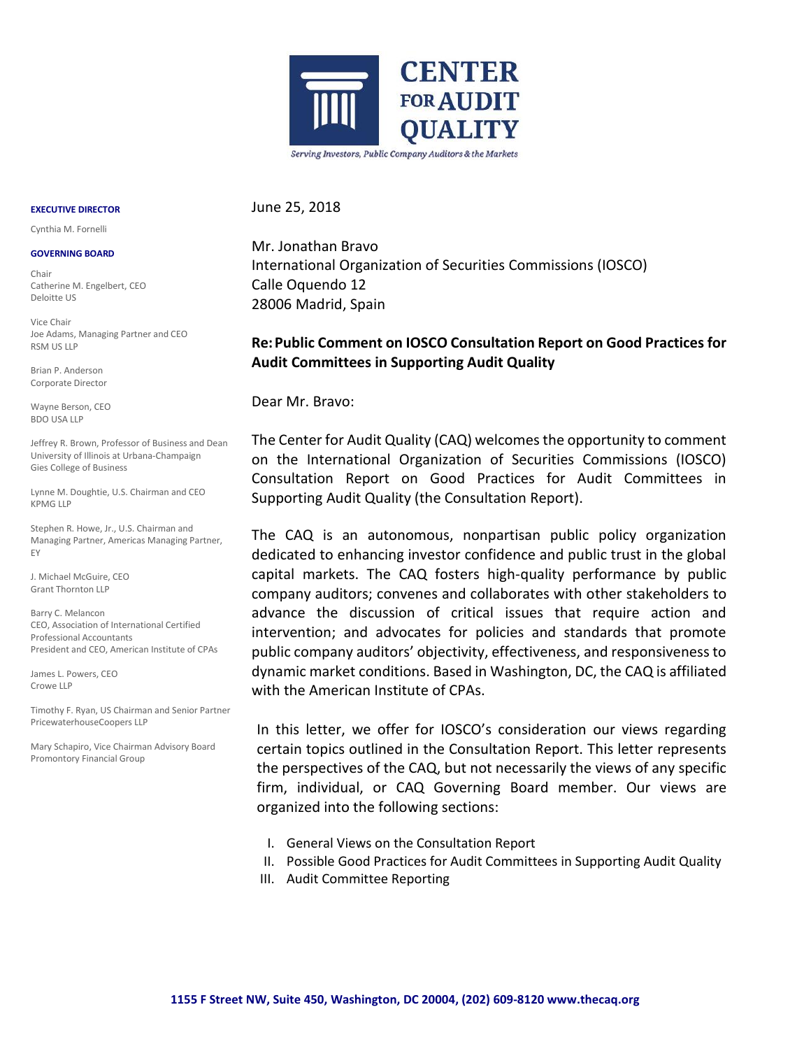# CENTER FOR AUDIT QUALITY

*Serving Investors, Public Company Auditors & the Markets*

**EXECUTIVE DIRECTOR**

Cynthia M. Fornelli

**GOVERNING BOARD**

Chair
Catherine M. Engelbert, CEO
Deloitte US

Vice Chair
Joe Adams, Managing Partner and CEO
RSM US LLP

Brian P. Anderson
Corporate Director

Wayne Berson, CEO
BDO USA LLP

Jeffrey R. Brown, Professor of Business and Dean
University of Illinois at Urbana-Champaign
Gies College of Business

Lynne M. Doughtie, U.S. Chairman and CEO
KPMG LLP

Stephen R. Howe, Jr., U.S. Chairman and Managing Partner, Americas Managing Partner, EY

J. Michael McGuire, CEO
Grant Thornton LLP

Barry C. Melancon
CEO, Association of International Certified Professional Accountants
President and CEO, American Institute of CPAs

James L. Powers, CEO
Crowe LLP

Timothy F. Ryan, US Chairman and Senior Partner
PricewaterhouseCoopers LLP

Mary Schapiro, Vice Chairman Advisory Board
Promontory Financial Group

June 25, 2018

Mr. Jonathan Bravo
International Organization of Securities Commissions (IOSCO)
Calle Oquendo 12
28006 Madrid, Spain

**Re: Public Comment on IOSCO Consultation Report on Good Practices for Audit Committees in Supporting Audit Quality**

Dear Mr. Bravo:

The Center for Audit Quality (CAQ) welcomes the opportunity to comment on the International Organization of Securities Commissions (IOSCO) Consultation Report on Good Practices for Audit Committees in Supporting Audit Quality (the Consultation Report).

The CAQ is an autonomous, nonpartisan public policy organization dedicated to enhancing investor confidence and public trust in the global capital markets. The CAQ fosters high-quality performance by public company auditors; convenes and collaborates with other stakeholders to advance the discussion of critical issues that require action and intervention; and advocates for policies and standards that promote public company auditors' objectivity, effectiveness, and responsiveness to dynamic market conditions. Based in Washington, DC, the CAQ is affiliated with the American Institute of CPAs.

In this letter, we offer for IOSCO's consideration our views regarding certain topics outlined in the Consultation Report. This letter represents the perspectives of the CAQ, but not necessarily the views of any specific firm, individual, or CAQ Governing Board member. Our views are organized into the following sections:

I. General Views on the Consultation Report
II. Possible Good Practices for Audit Committees in Supporting Audit Quality
III. Audit Committee Reporting

1155 F Street NW, Suite 450, Washington, DC 20004, (202) 609-8120 www.thecaq.org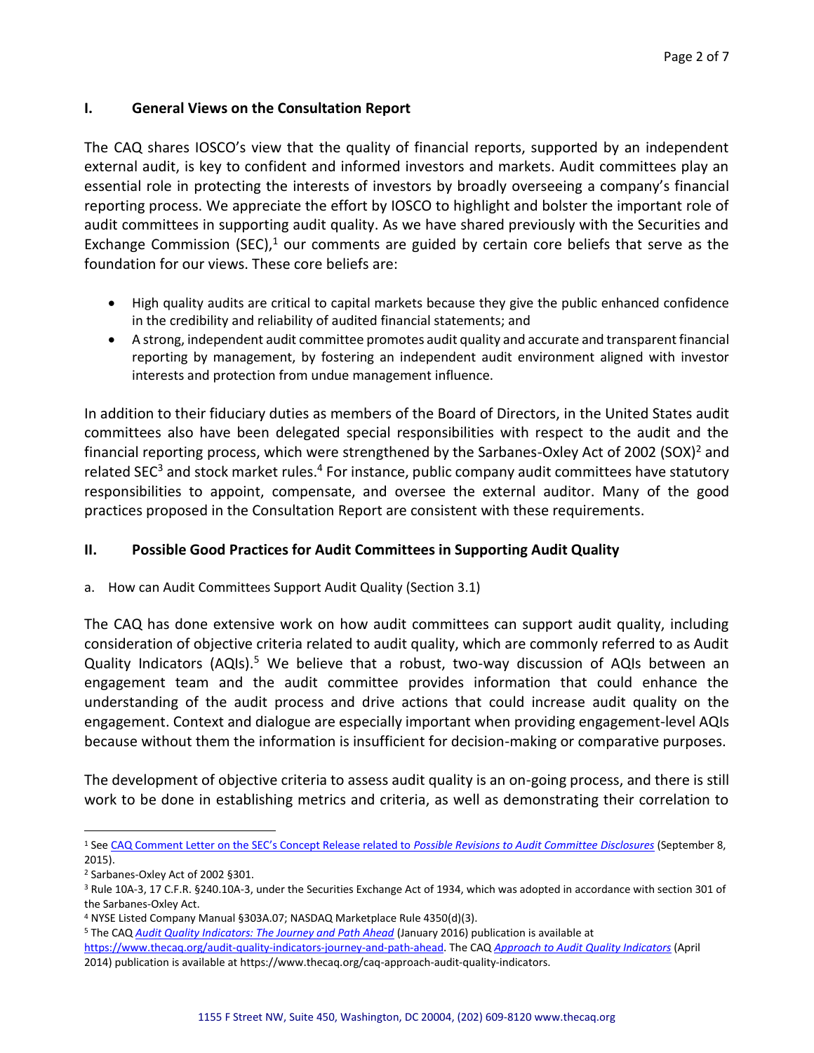## I. General Views on the Consultation Report

The CAQ shares IOSCO's view that the quality of financial reports, supported by an independent external audit, is key to confident and informed investors and markets. Audit committees play an essential role in protecting the interests of investors by broadly overseeing a company's financial reporting process. We appreciate the effort by IOSCO to highlight and bolster the important role of audit committees in supporting audit quality. As we have shared previously with the Securities and Exchange Commission (SEC),[1] our comments are guided by certain core beliefs that serve as the foundation for our views. These core beliefs are:

- High quality audits are critical to capital markets because they give the public enhanced confidence in the credibility and reliability of audited financial statements; and
- A strong, independent audit committee promotes audit quality and accurate and transparent financial reporting by management, by fostering an independent audit environment aligned with investor interests and protection from undue management influence.

In addition to their fiduciary duties as members of the Board of Directors, in the United States audit committees also have been delegated special responsibilities with respect to the audit and the financial reporting process, which were strengthened by the Sarbanes-Oxley Act of 2002 (SOX)[2] and related SEC[3] and stock market rules.[4] For instance, public company audit committees have statutory responsibilities to appoint, compensate, and oversee the external auditor. Many of the good practices proposed in the Consultation Report are consistent with these requirements.

## II. Possible Good Practices for Audit Committees in Supporting Audit Quality

a. How can Audit Committees Support Audit Quality (Section 3.1)

The CAQ has done extensive work on how audit committees can support audit quality, including consideration of objective criteria related to audit quality, which are commonly referred to as Audit Quality Indicators (AQIs).[5] We believe that a robust, two-way discussion of AQIs between an engagement team and the audit committee provides information that could enhance the understanding of the audit process and drive actions that could increase audit quality on the engagement. Context and dialogue are especially important when providing engagement-level AQIs because without them the information is insufficient for decision-making or comparative purposes.

The development of objective criteria to assess audit quality is an on-going process, and there is still work to be done in establishing metrics and criteria, as well as demonstrating their correlation to

---

[1] See CAQ Comment Letter on the SEC's Concept Release related to *Possible Revisions to Audit Committee Disclosures* (September 8, 2015).

[2] Sarbanes-Oxley Act of 2002 §301.

[3] Rule 10A-3, 17 C.F.R. §240.10A-3, under the Securities Exchange Act of 1934, which was adopted in accordance with section 301 of the Sarbanes-Oxley Act.

[4] NYSE Listed Company Manual §303A.07; NASDAQ Marketplace Rule 4350(d)(3).

[5] The CAQ *Audit Quality Indicators: The Journey and Path Ahead* (January 2016) publication is available at https://www.thecaq.org/audit-quality-indicators-journey-and-path-ahead. The CAQ *Approach to Audit Quality Indicators* (April 2014) publication is available at https://www.thecaq.org/caq-approach-audit-quality-indicators.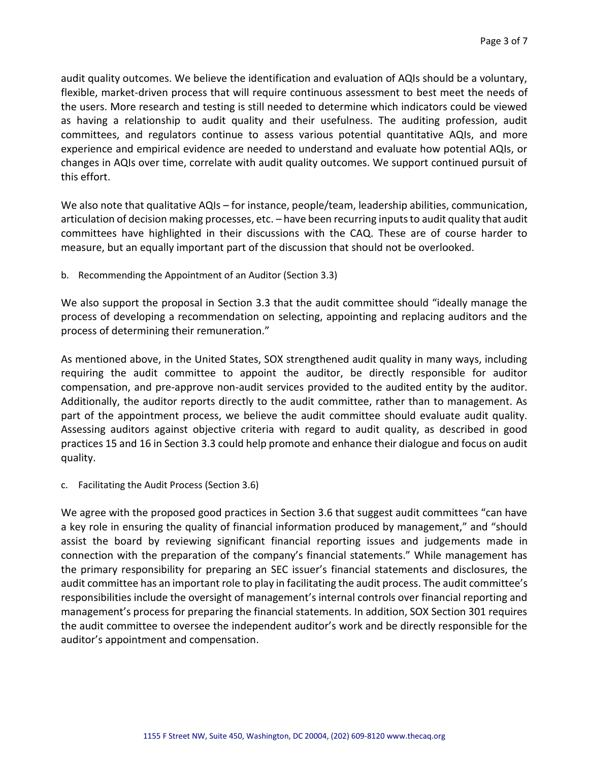audit quality outcomes. We believe the identification and evaluation of AQIs should be a voluntary, flexible, market-driven process that will require continuous assessment to best meet the needs of the users. More research and testing is still needed to determine which indicators could be viewed as having a relationship to audit quality and their usefulness. The auditing profession, audit committees, and regulators continue to assess various potential quantitative AQIs, and more experience and empirical evidence are needed to understand and evaluate how potential AQIs, or changes in AQIs over time, correlate with audit quality outcomes. We support continued pursuit of this effort.

We also note that qualitative AQIs – for instance, people/team, leadership abilities, communication, articulation of decision making processes, etc. – have been recurring inputs to audit quality that audit committees have highlighted in their discussions with the CAQ. These are of course harder to measure, but an equally important part of the discussion that should not be overlooked.

b. Recommending the Appointment of an Auditor (Section 3.3)

We also support the proposal in Section 3.3 that the audit committee should "ideally manage the process of developing a recommendation on selecting, appointing and replacing auditors and the process of determining their remuneration."

As mentioned above, in the United States, SOX strengthened audit quality in many ways, including requiring the audit committee to appoint the auditor, be directly responsible for auditor compensation, and pre-approve non-audit services provided to the audited entity by the auditor. Additionally, the auditor reports directly to the audit committee, rather than to management. As part of the appointment process, we believe the audit committee should evaluate audit quality. Assessing auditors against objective criteria with regard to audit quality, as described in good practices 15 and 16 in Section 3.3 could help promote and enhance their dialogue and focus on audit quality.

c. Facilitating the Audit Process (Section 3.6)

We agree with the proposed good practices in Section 3.6 that suggest audit committees "can have a key role in ensuring the quality of financial information produced by management," and "should assist the board by reviewing significant financial reporting issues and judgements made in connection with the preparation of the company's financial statements." While management has the primary responsibility for preparing an SEC issuer's financial statements and disclosures, the audit committee has an important role to play in facilitating the audit process. The audit committee's responsibilities include the oversight of management's internal controls over financial reporting and management's process for preparing the financial statements. In addition, SOX Section 301 requires the audit committee to oversee the independent auditor's work and be directly responsible for the auditor's appointment and compensation.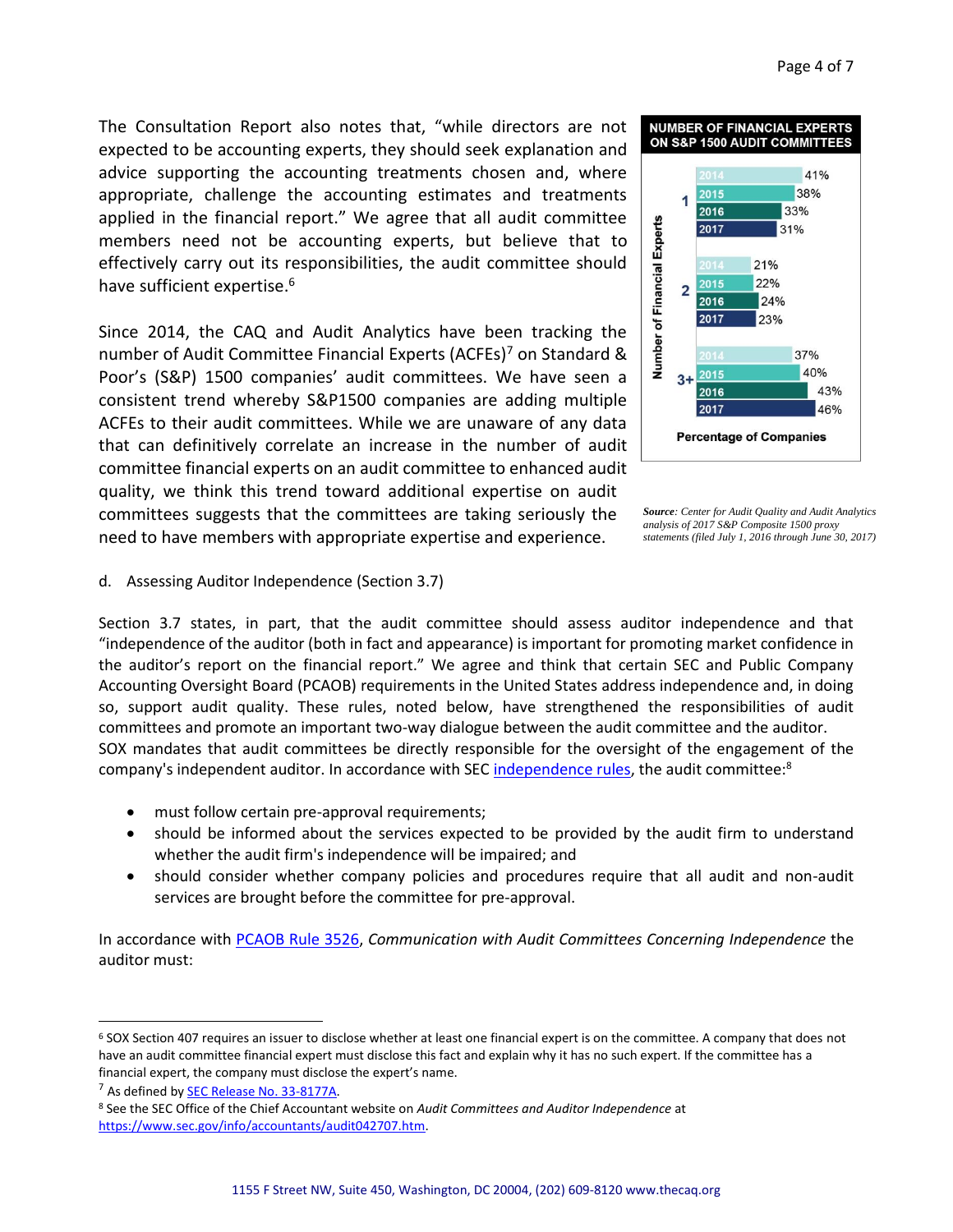The Consultation Report also notes that, "while directors are not expected to be accounting experts, they should seek explanation and advice supporting the accounting treatments chosen and, where appropriate, challenge the accounting estimates and treatments applied in the financial report." We agree that all audit committee members need not be accounting experts, but believe that to effectively carry out its responsibilities, the audit committee should have sufficient expertise.[6]

Since 2014, the CAQ and Audit Analytics have been tracking the number of Audit Committee Financial Experts (ACFEs)[7] on Standard & Poor's (S&P) 1500 companies' audit committees. We have seen a consistent trend whereby S&P1500 companies are adding multiple ACFEs to their audit committees. While we are unaware of any data that can definitively correlate an increase in the number of audit committee financial experts on an audit committee to enhanced audit quality, we think this trend toward additional expertise on audit committees suggests that the committees are taking seriously the need to have members with appropriate expertise and experience.

**NUMBER OF FINANCIAL EXPERTS ON S&P 1500 AUDIT COMMITTEES**

| Number of Financial Experts | Year | Percentage of Companies |
|---|---|---|
| 1 | 2014 | 41% |
| | 2015 | 38% |
| | 2016 | 33% |
| | 2017 | 31% |
| 2 | 2014 | 21% |
| | 2015 | 22% |
| | 2016 | 24% |
| | 2017 | 23% |
| 3+ | 2014 | 37% |
| | 2015 | 40% |
| | 2016 | 43% |
| | 2017 | 46% |

***Source**: Center for Audit Quality and Audit Analytics analysis of 2017 S&P Composite 1500 proxy statements (filed July 1, 2016 through June 30, 2017)*

d. Assessing Auditor Independence (Section 3.7)

Section 3.7 states, in part, that the audit committee should assess auditor independence and that "independence of the auditor (both in fact and appearance) is important for promoting market confidence in the auditor's report on the financial report." We agree and think that certain SEC and Public Company Accounting Oversight Board (PCAOB) requirements in the United States address independence and, in doing so, support audit quality. These rules, noted below, have strengthened the responsibilities of audit committees and promote an important two-way dialogue between the audit committee and the auditor. SOX mandates that audit committees be directly responsible for the oversight of the engagement of the company's independent auditor. In accordance with SEC independence rules, the audit committee:[8]

- must follow certain pre-approval requirements;
- should be informed about the services expected to be provided by the audit firm to understand whether the audit firm's independence will be impaired; and
- should consider whether company policies and procedures require that all audit and non-audit services are brought before the committee for pre-approval.

In accordance with PCAOB Rule 3526, *Communication with Audit Committees Concerning Independence* the auditor must:

---

[6] SOX Section 407 requires an issuer to disclose whether at least one financial expert is on the committee. A company that does not have an audit committee financial expert must disclose this fact and explain why it has no such expert. If the committee has a financial expert, the company must disclose the expert's name.

[7] As defined by SEC Release No. 33-8177A.

[8] See the SEC Office of the Chief Accountant website on *Audit Committees and Auditor Independence* at https://www.sec.gov/info/accountants/audit042707.htm.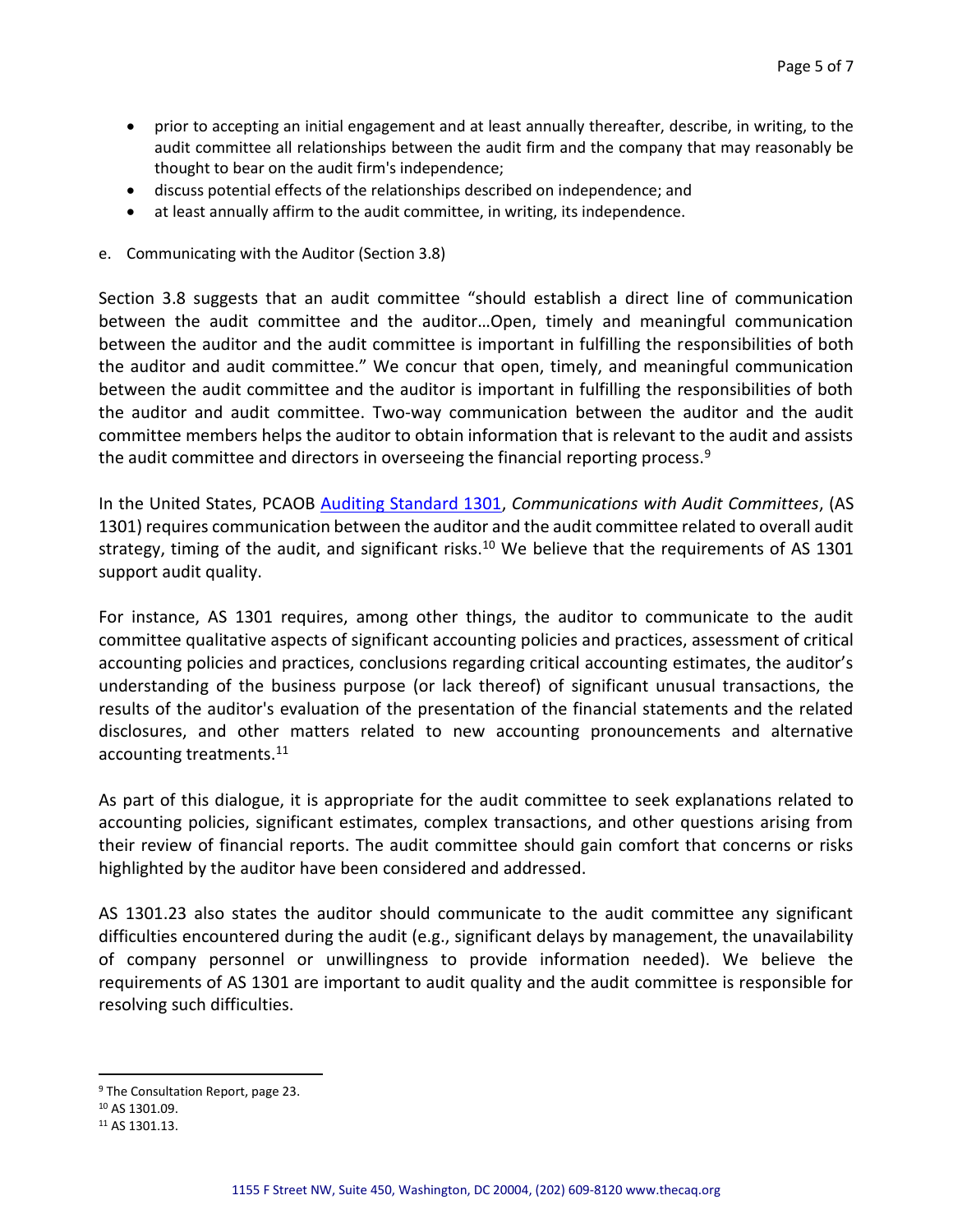- prior to accepting an initial engagement and at least annually thereafter, describe, in writing, to the audit committee all relationships between the audit firm and the company that may reasonably be thought to bear on the audit firm's independence;
- discuss potential effects of the relationships described on independence; and
- at least annually affirm to the audit committee, in writing, its independence.

e. Communicating with the Auditor (Section 3.8)

Section 3.8 suggests that an audit committee "should establish a direct line of communication between the audit committee and the auditor…Open, timely and meaningful communication between the auditor and the audit committee is important in fulfilling the responsibilities of both the auditor and audit committee." We concur that open, timely, and meaningful communication between the audit committee and the auditor is important in fulfilling the responsibilities of both the auditor and audit committee. Two-way communication between the auditor and the audit committee members helps the auditor to obtain information that is relevant to the audit and assists the audit committee and directors in overseeing the financial reporting process.[9]

In the United States, PCAOB Auditing Standard 1301, *Communications with Audit Committees*, (AS 1301) requires communication between the auditor and the audit committee related to overall audit strategy, timing of the audit, and significant risks.[10] We believe that the requirements of AS 1301 support audit quality.

For instance, AS 1301 requires, among other things, the auditor to communicate to the audit committee qualitative aspects of significant accounting policies and practices, assessment of critical accounting policies and practices, conclusions regarding critical accounting estimates, the auditor's understanding of the business purpose (or lack thereof) of significant unusual transactions, the results of the auditor's evaluation of the presentation of the financial statements and the related disclosures, and other matters related to new accounting pronouncements and alternative accounting treatments.[11]

As part of this dialogue, it is appropriate for the audit committee to seek explanations related to accounting policies, significant estimates, complex transactions, and other questions arising from their review of financial reports. The audit committee should gain comfort that concerns or risks highlighted by the auditor have been considered and addressed.

AS 1301.23 also states the auditor should communicate to the audit committee any significant difficulties encountered during the audit (e.g., significant delays by management, the unavailability of company personnel or unwillingness to provide information needed). We believe the requirements of AS 1301 are important to audit quality and the audit committee is responsible for resolving such difficulties.

---

[9] The Consultation Report, page 23.

[10] AS 1301.09.

[11] AS 1301.13.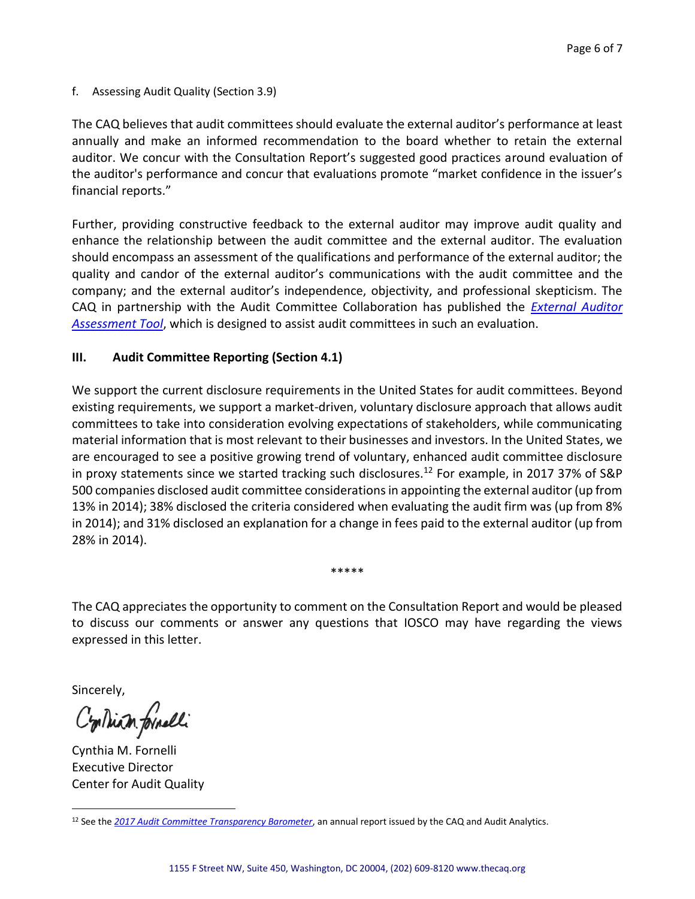f. Assessing Audit Quality (Section 3.9)

The CAQ believes that audit committees should evaluate the external auditor's performance at least annually and make an informed recommendation to the board whether to retain the external auditor. We concur with the Consultation Report's suggested good practices around evaluation of the auditor's performance and concur that evaluations promote "market confidence in the issuer's financial reports."

Further, providing constructive feedback to the external auditor may improve audit quality and enhance the relationship between the audit committee and the external auditor. The evaluation should encompass an assessment of the qualifications and performance of the external auditor; the quality and candor of the external auditor's communications with the audit committee and the company; and the external auditor's independence, objectivity, and professional skepticism. The CAQ in partnership with the Audit Committee Collaboration has published the *External Auditor Assessment Tool*, which is designed to assist audit committees in such an evaluation.

## III. Audit Committee Reporting (Section 4.1)

We support the current disclosure requirements in the United States for audit committees. Beyond existing requirements, we support a market-driven, voluntary disclosure approach that allows audit committees to take into consideration evolving expectations of stakeholders, while communicating material information that is most relevant to their businesses and investors. In the United States, we are encouraged to see a positive growing trend of voluntary, enhanced audit committee disclosure in proxy statements since we started tracking such disclosures.[12] For example, in 2017 37% of S&P 500 companies disclosed audit committee considerations in appointing the external auditor (up from 13% in 2014); 38% disclosed the criteria considered when evaluating the audit firm was (up from 8% in 2014); and 31% disclosed an explanation for a change in fees paid to the external auditor (up from 28% in 2014).

*****

The CAQ appreciates the opportunity to comment on the Consultation Report and would be pleased to discuss our comments or answer any questions that IOSCO may have regarding the views expressed in this letter.

Sincerely,

Cynthia M. Fornelli

Cynthia M. Fornelli
Executive Director
Center for Audit Quality

---

[12] See the *2017 Audit Committee Transparency Barometer*, an annual report issued by the CAQ and Audit Analytics.

1155 F Street NW, Suite 450, Washington, DC 20004, (202) 609-8120 www.thecaq.org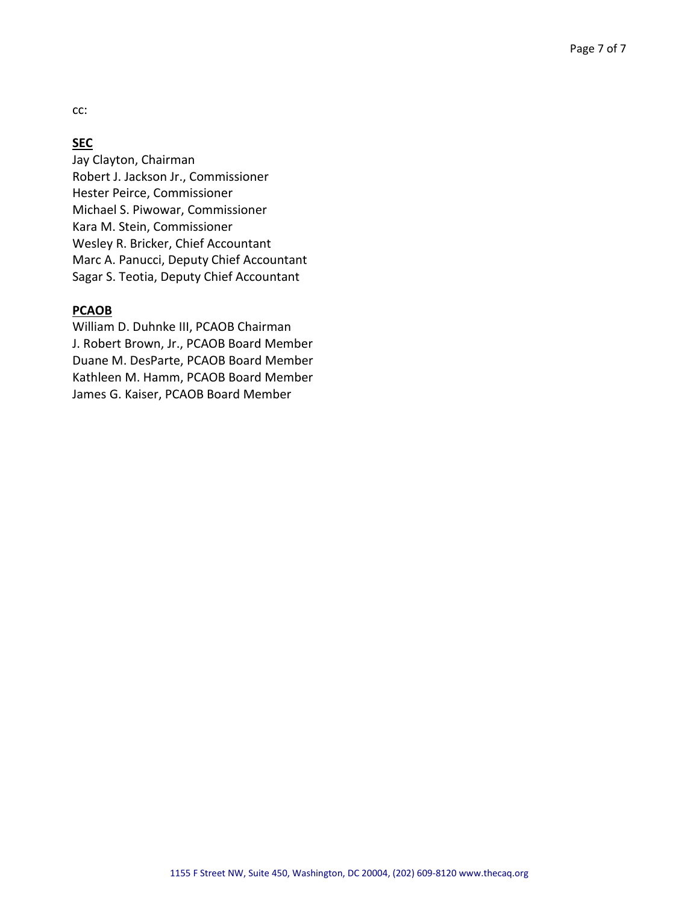cc:

**<u>SEC</u>**

Jay Clayton, Chairman
Robert J. Jackson Jr., Commissioner
Hester Peirce, Commissioner
Michael S. Piwowar, Commissioner
Kara M. Stein, Commissioner
Wesley R. Bricker, Chief Accountant
Marc A. Panucci, Deputy Chief Accountant
Sagar S. Teotia, Deputy Chief Accountant

**<u>PCAOB</u>**

William D. Duhnke III, PCAOB Chairman
J. Robert Brown, Jr., PCAOB Board Member
Duane M. DesParte, PCAOB Board Member
Kathleen M. Hamm, PCAOB Board Member
James G. Kaiser, PCAOB Board Member